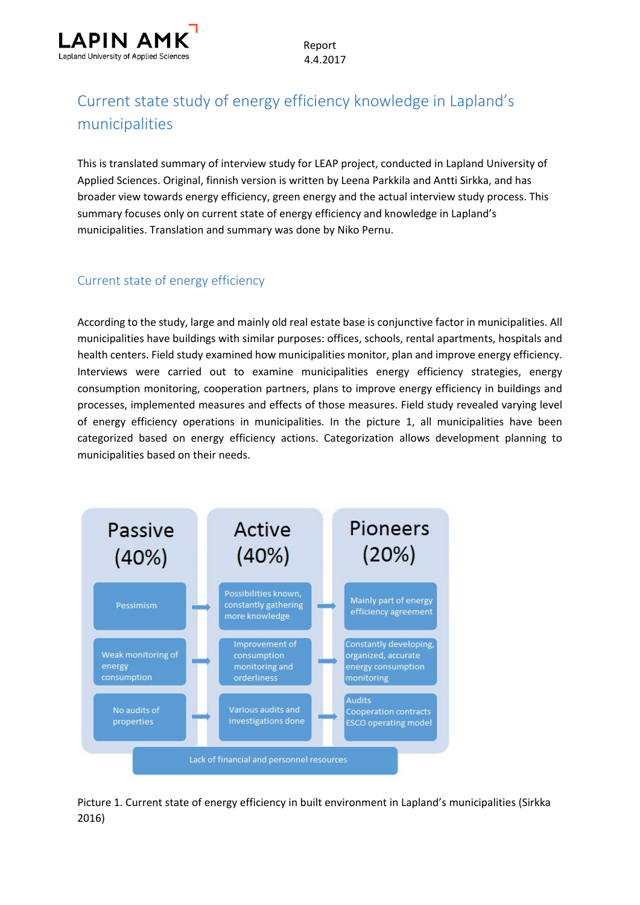# Current state study of energy efficiency knowledge in Lapland's municipalities

This is translated summary of interview study for LEAP project, conducted in Lapland University of Applied Sciences. Original, finnish version is written by Leena Parkkila and Antti Sirkka, and has broader view towards energy efficiency, green energy and the actual interview study process. This summary focuses only on current state of energy efficiency and knowledge in Lapland's municipalities. Translation and summary was done by Niko Pernu.

## Current state of energy efficiency

According to the study, large and mainly old real estate base is conjunctive factor in municipalities. All municipalities have buildings with similar purposes: offices, schools, rental apartments, hospitals and health centers. Field study examined how municipalities monitor, plan and improve energy efficiency. Interviews were carried out to examine municipalities energy efficiency strategies, energy consumption monitoring, cooperation partners, plans to improve energy efficiency in buildings and processes, implemented measures and effects of those measures. Field study revealed varying level of energy efficiency operations in municipalities. In the picture 1, all municipalities have been categorized based on energy efficiency actions. Categorization allows development planning to municipalities based on their needs.

| Passive (40%) | | Active (40%) | | Pioneers (20%) |
|---|---|---|---|---|
| Pessimism | → | Possibilities known, constantly gathering more knowledge | → | Mainly part of energy efficiency agreement |
| Weak monitoring of energy consumption | → | Improvement of consumption monitoring and orderliness | → | Constantly developing, organized, accurate energy consumption monitoring |
| No audits of properties | → | Various audits and investigations done | → | Audits<br>Cooperation contracts<br>ESCO operating model |

Lack of financial and personnel resources

Picture 1. Current state of energy efficiency in built environment in Lapland's municipalities (Sirkka 2016)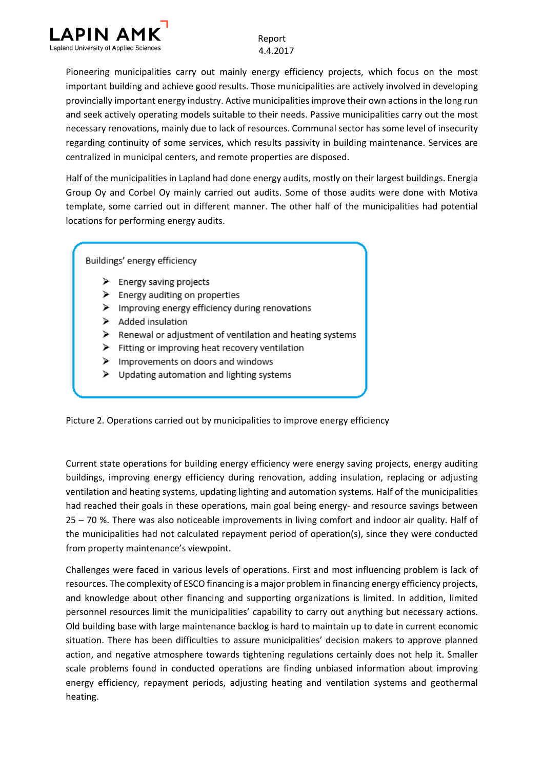Pioneering municipalities carry out mainly energy efficiency projects, which focus on the most important building and achieve good results. Those municipalities are actively involved in developing provincially important energy industry. Active municipalities improve their own actions in the long run and seek actively operating models suitable to their needs. Passive municipalities carry out the most necessary renovations, mainly due to lack of resources. Communal sector has some level of insecurity regarding continuity of some services, which results passivity in building maintenance. Services are centralized in municipal centers, and remote properties are disposed.

Half of the municipalities in Lapland had done energy audits, mostly on their largest buildings. Energia Group Oy and Corbel Oy mainly carried out audits. Some of those audits were done with Motiva template, some carried out in different manner. The other half of the municipalities had potential locations for performing energy audits.

Buildings' energy efficiency

- Energy saving projects
- Energy auditing on properties
- Improving energy efficiency during renovations
- Added insulation
- Renewal or adjustment of ventilation and heating systems
- Fitting or improving heat recovery ventilation
- Improvements on doors and windows
- Updating automation and lighting systems

Picture 2. Operations carried out by municipalities to improve energy efficiency

Current state operations for building energy efficiency were energy saving projects, energy auditing buildings, improving energy efficiency during renovation, adding insulation, replacing or adjusting ventilation and heating systems, updating lighting and automation systems. Half of the municipalities had reached their goals in these operations, main goal being energy- and resource savings between 25 – 70 %. There was also noticeable improvements in living comfort and indoor air quality. Half of the municipalities had not calculated repayment period of operation(s), since they were conducted from property maintenance's viewpoint.

Challenges were faced in various levels of operations. First and most influencing problem is lack of resources. The complexity of ESCO financing is a major problem in financing energy efficiency projects, and knowledge about other financing and supporting organizations is limited. In addition, limited personnel resources limit the municipalities' capability to carry out anything but necessary actions. Old building base with large maintenance backlog is hard to maintain up to date in current economic situation. There has been difficulties to assure municipalities' decision makers to approve planned action, and negative atmosphere towards tightening regulations certainly does not help it. Smaller scale problems found in conducted operations are finding unbiased information about improving energy efficiency, repayment periods, adjusting heating and ventilation systems and geothermal heating.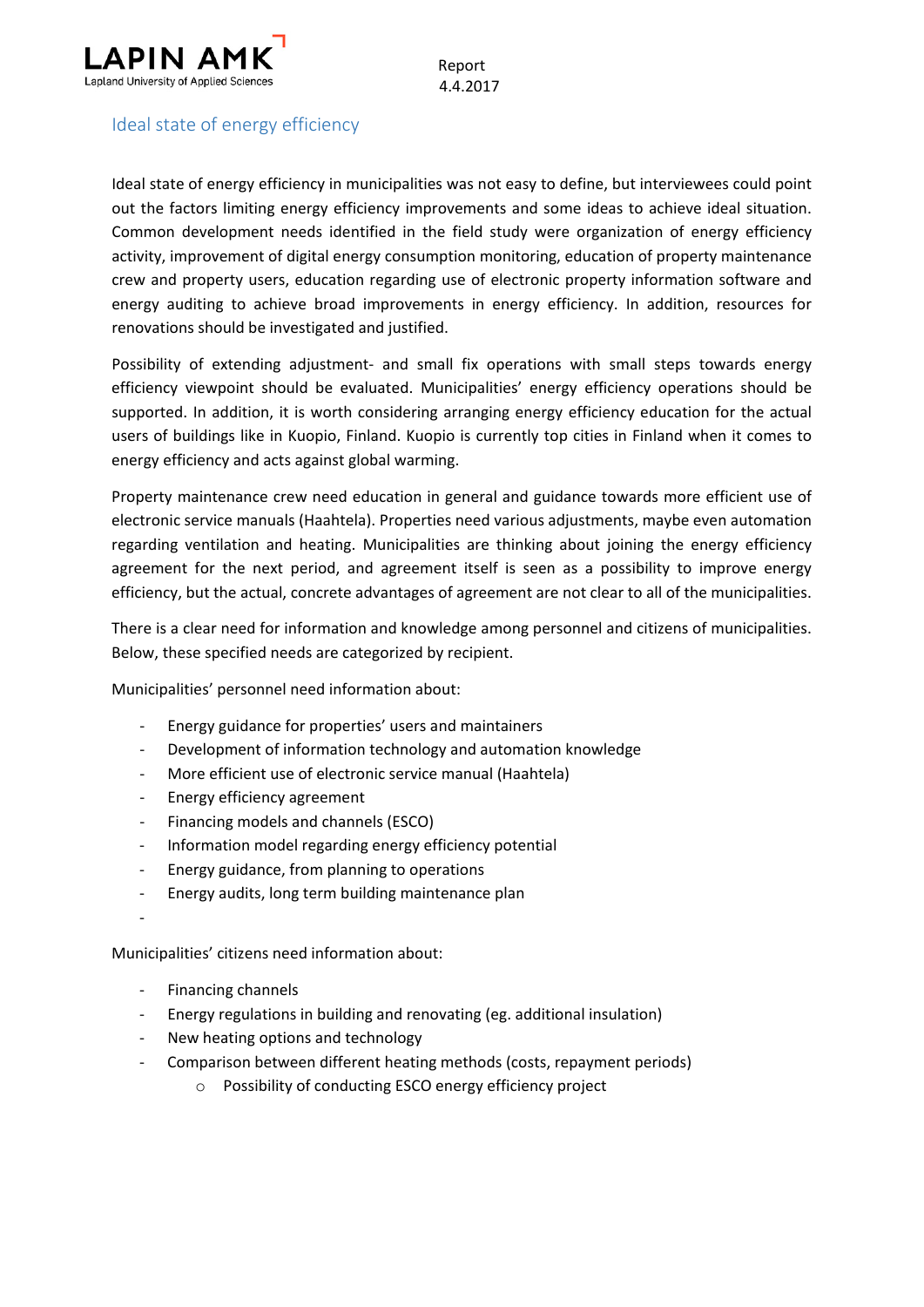## Ideal state of energy efficiency

Ideal state of energy efficiency in municipalities was not easy to define, but interviewees could point out the factors limiting energy efficiency improvements and some ideas to achieve ideal situation. Common development needs identified in the field study were organization of energy efficiency activity, improvement of digital energy consumption monitoring, education of property maintenance crew and property users, education regarding use of electronic property information software and energy auditing to achieve broad improvements in energy efficiency. In addition, resources for renovations should be investigated and justified.

Possibility of extending adjustment- and small fix operations with small steps towards energy efficiency viewpoint should be evaluated. Municipalities' energy efficiency operations should be supported. In addition, it is worth considering arranging energy efficiency education for the actual users of buildings like in Kuopio, Finland. Kuopio is currently top cities in Finland when it comes to energy efficiency and acts against global warming.

Property maintenance crew need education in general and guidance towards more efficient use of electronic service manuals (Haahtela). Properties need various adjustments, maybe even automation regarding ventilation and heating. Municipalities are thinking about joining the energy efficiency agreement for the next period, and agreement itself is seen as a possibility to improve energy efficiency, but the actual, concrete advantages of agreement are not clear to all of the municipalities.

There is a clear need for information and knowledge among personnel and citizens of municipalities. Below, these specified needs are categorized by recipient.

Municipalities' personnel need information about:

- Energy guidance for properties' users and maintainers
- Development of information technology and automation knowledge
- More efficient use of electronic service manual (Haahtela)
- Energy efficiency agreement
- Financing models and channels (ESCO)
- Information model regarding energy efficiency potential
- Energy guidance, from planning to operations
- Energy audits, long term building maintenance plan
-

Municipalities' citizens need information about:

- Financing channels
- Energy regulations in building and renovating (eg. additional insulation)
- New heating options and technology
- Comparison between different heating methods (costs, repayment periods)
  - Possibility of conducting ESCO energy efficiency project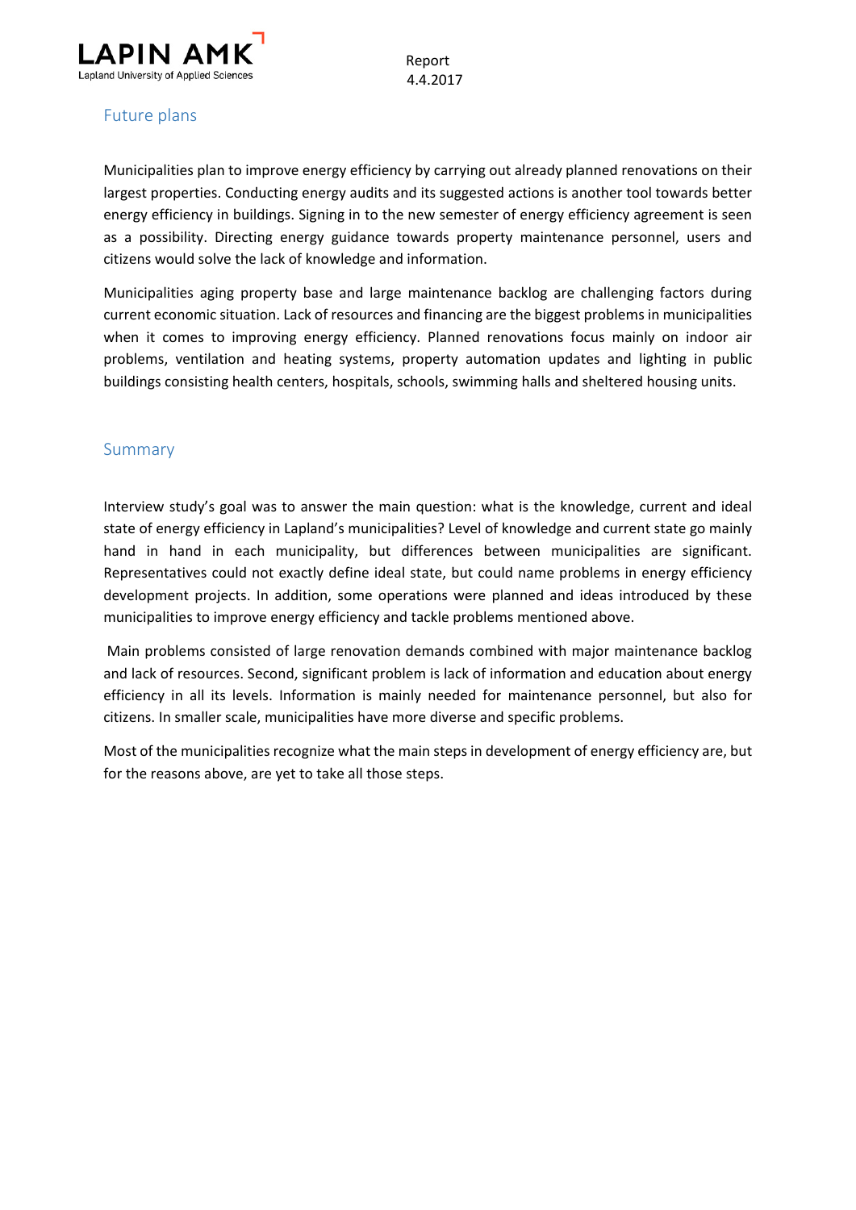## Future plans

Municipalities plan to improve energy efficiency by carrying out already planned renovations on their largest properties. Conducting energy audits and its suggested actions is another tool towards better energy efficiency in buildings. Signing in to the new semester of energy efficiency agreement is seen as a possibility. Directing energy guidance towards property maintenance personnel, users and citizens would solve the lack of knowledge and information.

Municipalities aging property base and large maintenance backlog are challenging factors during current economic situation. Lack of resources and financing are the biggest problems in municipalities when it comes to improving energy efficiency. Planned renovations focus mainly on indoor air problems, ventilation and heating systems, property automation updates and lighting in public buildings consisting health centers, hospitals, schools, swimming halls and sheltered housing units.

## Summary

Interview study's goal was to answer the main question: what is the knowledge, current and ideal state of energy efficiency in Lapland's municipalities? Level of knowledge and current state go mainly hand in hand in each municipality, but differences between municipalities are significant. Representatives could not exactly define ideal state, but could name problems in energy efficiency development projects. In addition, some operations were planned and ideas introduced by these municipalities to improve energy efficiency and tackle problems mentioned above.

Main problems consisted of large renovation demands combined with major maintenance backlog and lack of resources. Second, significant problem is lack of information and education about energy efficiency in all its levels. Information is mainly needed for maintenance personnel, but also for citizens. In smaller scale, municipalities have more diverse and specific problems.

Most of the municipalities recognize what the main steps in development of energy efficiency are, but for the reasons above, are yet to take all those steps.